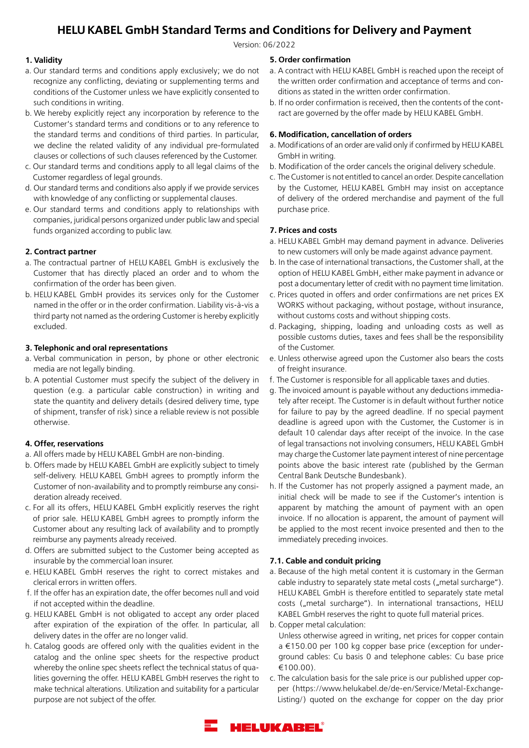# HELU KABEL GmbH Standard Terms and Conditions for Delivery and Payment

Version: 06/2022

### 1. Validity

a. Our standard terms and conditions apply exclusively; we do not recognize any conflicting, deviating or supplementing terms and conditions of the Customer unless we have explicitly consented to such conditions in writing.

b. We hereby explicitly reject any incorporation by reference to the Customer's standard terms and conditions or to any reference to the standard terms and conditions of third parties. In particular, we decline the related validity of any individual pre-formulated clauses or collections of such clauses referenced by the Customer.

c. Our standard terms and conditions apply to all legal claims of the Customer regardless of legal grounds.

d. Our standard terms and conditions also apply if we provide services with knowledge of any conflicting or supplemental clauses.

e. Our standard terms and conditions apply to relationships with companies, juridical persons organized under public law and special funds organized according to public law.

### 2. Contract partner

a. The contractual partner of HELU KABEL GmbH is exclusively the Customer that has directly placed an order and to whom the confirmation of the order has been given.

b. HELU KABEL GmbH provides its services only for the Customer named in the offer or in the order confirmation. Liability vis-à-vis a third party not named as the ordering Customer is hereby explicitly excluded.

### 3. Telephonic and oral representations

a. Verbal communication in person, by phone or other electronic media are not legally binding.

b. A potential Customer must specify the subject of the delivery in question (e.g. a particular cable construction) in writing and state the quantity and delivery details (desired delivery time, type of shipment, transfer of risk) since a reliable review is not possible otherwise.

### 4. Offer, reservations

a. All offers made by HELU KABEL GmbH are non-binding.

b. Offers made by HELU KABEL GmbH are explicitly subject to timely self-delivery. HELU KABEL GmbH agrees to promptly inform the Customer of non-availability and to promptly reimburse any consideration already received.

c. For all its offers, HELU KABEL GmbH explicitly reserves the right of prior sale. HELU KABEL GmbH agrees to promptly inform the Customer about any resulting lack of availability and to promptly reimburse any payments already received.

d. Offers are submitted subject to the Customer being accepted as insurable by the commercial loan insurer.

e. HELU KABEL GmbH reserves the right to correct mistakes and clerical errors in written offers.

f. If the offer has an expiration date, the offer becomes null and void if not accepted within the deadline.

g. HELU KABEL GmbH is not obligated to accept any order placed after expiration of the expiration of the offer. In particular, all delivery dates in the offer are no longer valid.

h. Catalog goods are offered only with the qualities evident in the catalog and the online spec sheets for the respective product whereby the online spec sheets reflect the technical status of qualities governing the offer. HELU KABEL GmbH reserves the right to make technical alterations. Utilization and suitability for a particular purpose are not subject of the offer.

### 5. Order confirmation

a. A contract with HELU KABEL GmbH is reached upon the receipt of the written order confirmation and acceptance of terms and conditions as stated in the written order confirmation.

b. If no order confirmation is received, then the contents of the contract are governed by the offer made by HELU KABEL GmbH.

### 6. Modification, cancellation of orders

a. Modifications of an order are valid only if confirmed by HELU KABEL GmbH in writing.

b. Modification of the order cancels the original delivery schedule.

c. The Customer is not entitled to cancel an order. Despite cancellation by the Customer, HELU KABEL GmbH may insist on acceptance of delivery of the ordered merchandise and payment of the full purchase price.

### 7. Prices and costs

a. HELU KABEL GmbH may demand payment in advance. Deliveries to new customers will only be made against advance payment.

b. In the case of international transactions, the Customer shall, at the option of HELU KABEL GmbH, either make payment in advance or post a documentary letter of credit with no payment time limitation.

c. Prices quoted in offers and order confirmations are net prices EX WORKS without packaging, without postage, without insurance, without customs costs and without shipping costs.

d. Packaging, shipping, loading and unloading costs as well as possible customs duties, taxes and fees shall be the responsibility of the Customer.

e. Unless otherwise agreed upon the Customer also bears the costs of freight insurance.

f. The Customer is responsible for all applicable taxes and duties.

g. The invoiced amount is payable without any deductions immediately after receipt. The Customer is in default without further notice for failure to pay by the agreed deadline. If no special payment deadline is agreed upon with the Customer, the Customer is in default 10 calendar days after receipt of the invoice. In the case of legal transactions not involving consumers, HELU KABEL GmbH may charge the Customer late payment interest of nine percentage points above the basic interest rate (published by the German Central Bank Deutsche Bundesbank).

h. If the Customer has not properly assigned a payment made, an initial check will be made to see if the Customer's intention is apparent by matching the amount of payment with an open invoice. If no allocation is apparent, the amount of payment will be applied to the most recent invoice presented and then to the immediately preceding invoices.

### 7.1. Cable and conduit pricing

a. Because of the high metal content it is customary in the German cable industry to separately state metal costs („metal surcharge"). HELU KABEL GmbH is therefore entitled to separately state metal costs („metal surcharge"). In international transactions, HELU KABEL GmbH reserves the right to quote full material prices.

b. Copper metal calculation:
Unless otherwise agreed in writing, net prices for copper contain a €150.00 per 100 kg copper base price (exception for underground cables: Cu basis 0 and telephone cables: Cu base price €100.00).

c. The calculation basis for the sale price is our published upper copper (https://www.helukabel.de/de-en/Service/Metal-Exchange-Listing/) quoted on the exchange for copper on the day prior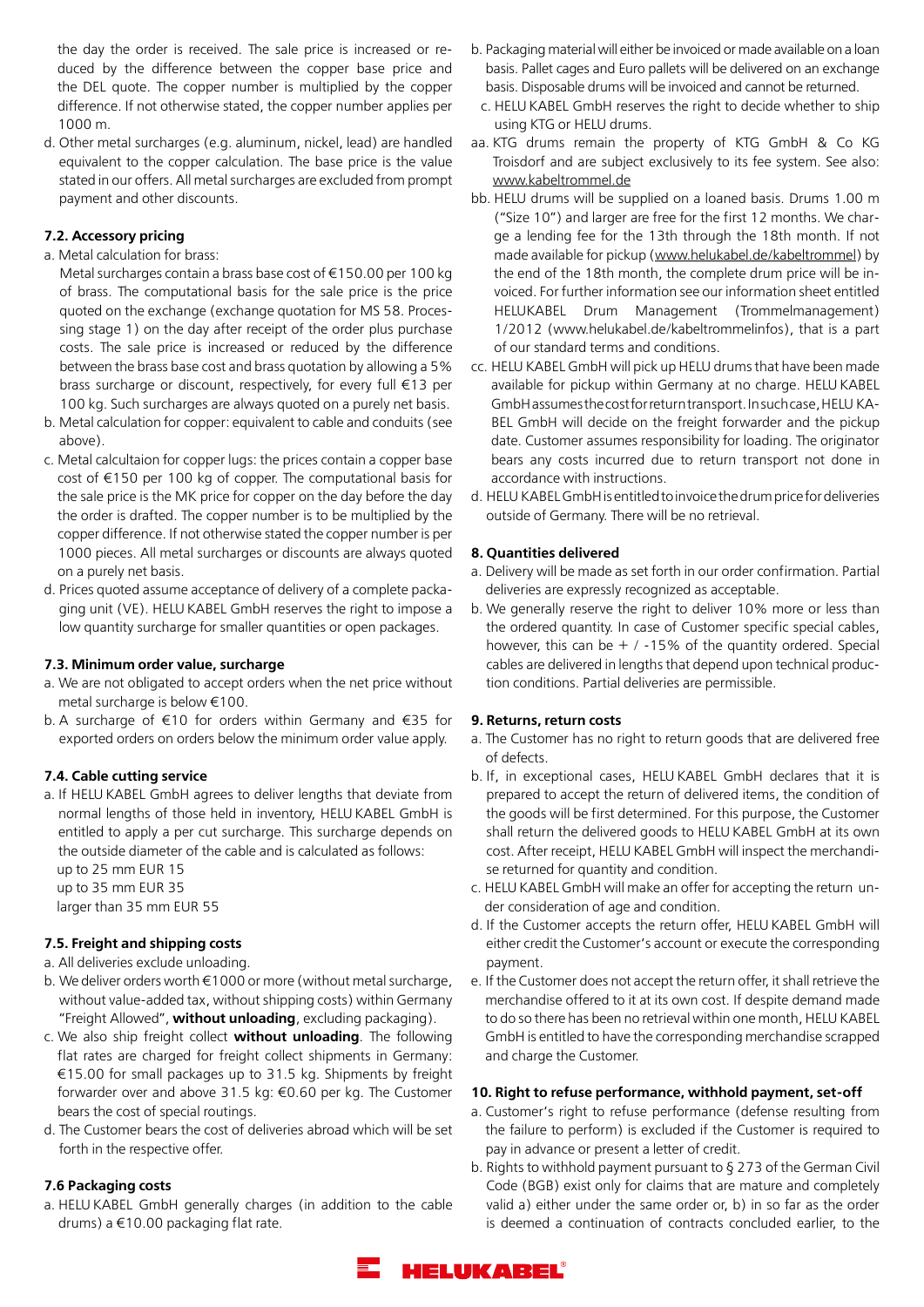the day the order is received. The sale price is increased or reduced by the difference between the copper base price and the DEL quote. The copper number is multiplied by the copper difference. If not otherwise stated, the copper number applies per 1000 m.

d. Other metal surcharges (e.g. aluminum, nickel, lead) are handled equivalent to the copper calculation. The base price is the value stated in our offers. All metal surcharges are excluded from prompt payment and other discounts.

### 7.2. Accessory pricing

a. Metal calculation for brass:
   Metal surcharges contain a brass base cost of €150.00 per 100 kg of brass. The computational basis for the sale price is the price quoted on the exchange (exchange quotation for MS 58. Processing stage 1) on the day after receipt of the order plus purchase costs. The sale price is increased or reduced by the difference between the brass base cost and brass quotation by allowing a 5% brass surcharge or discount, respectively, for every full €13 per 100 kg. Such surcharges are always quoted on a purely net basis.

b. Metal calculation for copper: equivalent to cable and conduits (see above).

c. Metal calcultaion for copper lugs: the prices contain a copper base cost of €150 per 100 kg of copper. The computational basis for the sale price is the MK price for copper on the day before the day the order is drafted. The copper number is to be multiplied by the copper difference. If not otherwise stated the copper number is per 1000 pieces. All metal surcharges or discounts are always quoted on a purely net basis.

d. Prices quoted assume acceptance of delivery of a complete packaging unit (VE). HELU KABEL GmbH reserves the right to impose a low quantity surcharge for smaller quantities or open packages.

### 7.3. Minimum order value, surcharge

a. We are not obligated to accept orders when the net price without metal surcharge is below €100.

b. A surcharge of €10 for orders within Germany and €35 for exported orders on orders below the minimum order value apply.

### 7.4. Cable cutting service

a. If HELU KABEL GmbH agrees to deliver lengths that deviate from normal lengths of those held in inventory, HELU KABEL GmbH is entitled to apply a per cut surcharge. This surcharge depends on the outside diameter of the cable and is calculated as follows:
   up to 25 mm EUR 15
   up to 35 mm EUR 35
   larger than 35 mm EUR 55

### 7.5. Freight and shipping costs

a. All deliveries exclude unloading.

b. We deliver orders worth €1000 or more (without metal surcharge, without value-added tax, without shipping costs) within Germany "Freight Allowed", **without unloading**, excluding packaging).

c. We also ship freight collect **without unloading**. The following flat rates are charged for freight collect shipments in Germany: €15.00 for small packages up to 31.5 kg. Shipments by freight forwarder over and above 31.5 kg: €0.60 per kg. The Customer bears the cost of special routings.

d. The Customer bears the cost of deliveries abroad which will be set forth in the respective offer.

### 7.6 Packaging costs

a. HELU KABEL GmbH generally charges (in addition to the cable drums) a €10.00 packaging flat rate.

b. Packaging material will either be invoiced or made available on a loan basis. Pallet cages and Euro pallets will be delivered on an exchange basis. Disposable drums will be invoiced and cannot be returned.

c. HELU KABEL GmbH reserves the right to decide whether to ship using KTG or HELU drums.

aa. KTG drums remain the property of KTG GmbH & Co KG Troisdorf and are subject exclusively to its fee system. See also: www.kabeltrommel.de

bb. HELU drums will be supplied on a loaned basis. Drums 1.00 m ("Size 10") and larger are free for the first 12 months. We charge a lending fee for the 13th through the 18th month. If not made available for pickup (www.helukabel.de/kabeltrommel) by the end of the 18th month, the complete drum price will be invoiced. For further information see our information sheet entitled HELUKABEL Drum Management (Trommelmanagement) 1/2012 (www.helukabel.de/kabeltrommelinfos), that is a part of our standard terms and conditions.

cc. HELU KABEL GmbH will pick up HELU drums that have been made available for pickup within Germany at no charge. HELU KABEL GmbH assumes the cost for return transport. In such case, HELU KABEL GmbH will decide on the freight forwarder and the pickup date. Customer assumes responsibility for loading. The originator bears any costs incurred due to return transport not done in accordance with instructions.

d. HELU KABEL GmbH is entitled to invoice the drum price for deliveries outside of Germany. There will be no retrieval.

### 8. Quantities delivered

a. Delivery will be made as set forth in our order confirmation. Partial deliveries are expressly recognized as acceptable.

b. We generally reserve the right to deliver 10% more or less than the ordered quantity. In case of Customer specific special cables, however, this can be + / -15% of the quantity ordered. Special cables are delivered in lengths that depend upon technical production conditions. Partial deliveries are permissible.

### 9. Returns, return costs

a. The Customer has no right to return goods that are delivered free of defects.

b. If, in exceptional cases, HELU KABEL GmbH declares that it is prepared to accept the return of delivered items, the condition of the goods will be first determined. For this purpose, the Customer shall return the delivered goods to HELU KABEL GmbH at its own cost. After receipt, HELU KABEL GmbH will inspect the merchandise returned for quantity and condition.

c. HELU KABEL GmbH will make an offer for accepting the return under consideration of age and condition.

d. If the Customer accepts the return offer, HELU KABEL GmbH will either credit the Customer's account or execute the corresponding payment.

e. If the Customer does not accept the return offer, it shall retrieve the merchandise offered to it at its own cost. If despite demand made to do so there has been no retrieval within one month, HELU KABEL GmbH is entitled to have the corresponding merchandise scrapped and charge the Customer.

### 10. Right to refuse performance, withhold payment, set-off

a. Customer's right to refuse performance (defense resulting from the failure to perform) is excluded if the Customer is required to pay in advance or present a letter of credit.

b. Rights to withhold payment pursuant to § 273 of the German Civil Code (BGB) exist only for claims that are mature and completely valid a) either under the same order or, b) in so far as the order is deemed a continuation of contracts concluded earlier, to the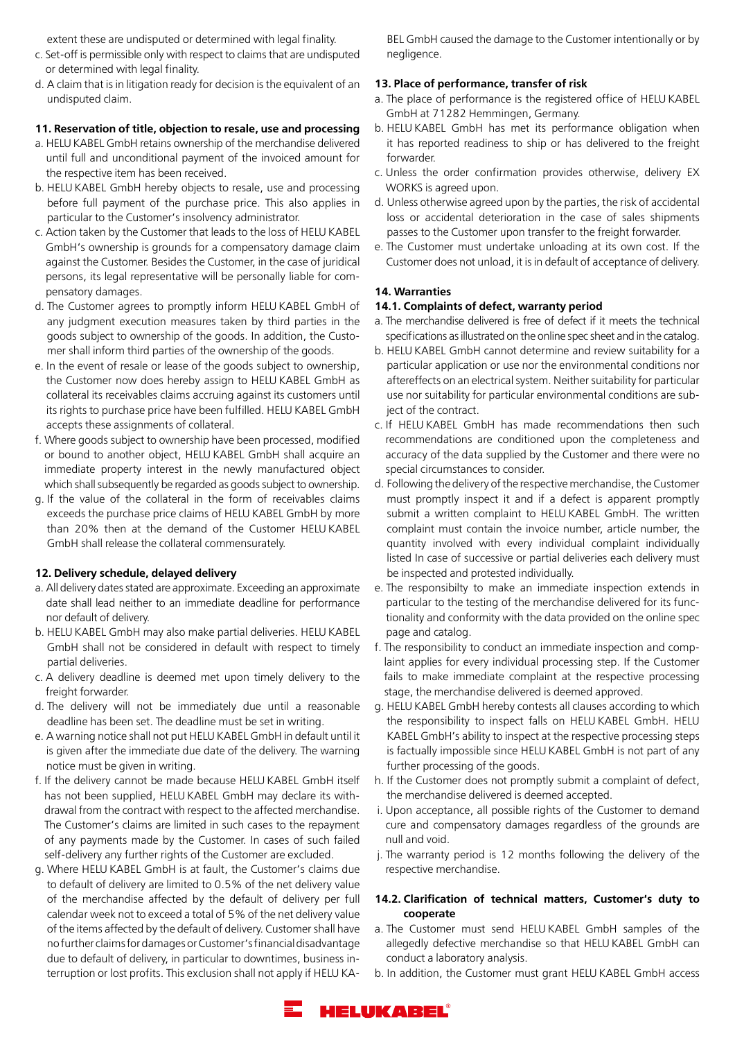extent these are undisputed or determined with legal finality.

c. Set-off is permissible only with respect to claims that are undisputed or determined with legal finality.
d. A claim that is in litigation ready for decision is the equivalent of an undisputed claim.

**11. Reservation of title, objection to resale, use and processing**

a. HELU KABEL GmbH retains ownership of the merchandise delivered until full and unconditional payment of the invoiced amount for the respective item has been received.
b. HELU KABEL GmbH hereby objects to resale, use and processing before full payment of the purchase price. This also applies in particular to the Customer's insolvency administrator.
c. Action taken by the Customer that leads to the loss of HELU KABEL GmbH's ownership is grounds for a compensatory damage claim against the Customer. Besides the Customer, in the case of juridical persons, its legal representative will be personally liable for compensatory damages.
d. The Customer agrees to promptly inform HELU KABEL GmbH of any judgment execution measures taken by third parties in the goods subject to ownership of the goods. In addition, the Customer shall inform third parties of the ownership of the goods.
e. In the event of resale or lease of the goods subject to ownership, the Customer now does hereby assign to HELU KABEL GmbH as collateral its receivables claims accruing against its customers until its rights to purchase price have been fulfilled. HELU KABEL GmbH accepts these assignments of collateral.
f. Where goods subject to ownership have been processed, modified or bound to another object, HELU KABEL GmbH shall acquire an immediate property interest in the newly manufactured object which shall subsequently be regarded as goods subject to ownership.
g. If the value of the collateral in the form of receivables claims exceeds the purchase price claims of HELU KABEL GmbH by more than 20% then at the demand of the Customer HELU KABEL GmbH shall release the collateral commensurately.

**12. Delivery schedule, delayed delivery**

a. All delivery dates stated are approximate. Exceeding an approximate date shall lead neither to an immediate deadline for performance nor default of delivery.
b. HELU KABEL GmbH may also make partial deliveries. HELU KABEL GmbH shall not be considered in default with respect to timely partial deliveries.
c. A delivery deadline is deemed met upon timely delivery to the freight forwarder.
d. The delivery will not be immediately due until a reasonable deadline has been set. The deadline must be set in writing.
e. A warning notice shall not put HELU KABEL GmbH in default until it is given after the immediate due date of the delivery. The warning notice must be given in writing.
f. If the delivery cannot be made because HELU KABEL GmbH itself has not been supplied, HELU KABEL GmbH may declare its withdrawal from the contract with respect to the affected merchandise. The Customer's claims are limited in such cases to the repayment of any payments made by the Customer. In cases of such failed self-delivery any further rights of the Customer are excluded.
g. Where HELU KABEL GmbH is at fault, the Customer's claims due to default of delivery are limited to 0.5% of the net delivery value of the merchandise affected by the default of delivery per full calendar week not to exceed a total of 5% of the net delivery value of the items affected by the default of delivery. Customer shall have no further claims for damages or Customer's financial disadvantage due to default of delivery, in particular to downtimes, business interruption or lost profits. This exclusion shall not apply if HELU KABEL GmbH caused the damage to the Customer intentionally or by negligence.

**13. Place of performance, transfer of risk**

a. The place of performance is the registered office of HELU KABEL GmbH at 71282 Hemmingen, Germany.
b. HELU KABEL GmbH has met its performance obligation when it has reported readiness to ship or has delivered to the freight forwarder.
c. Unless the order confirmation provides otherwise, delivery EX WORKS is agreed upon.
d. Unless otherwise agreed upon by the parties, the risk of accidental loss or accidental deterioration in the case of sales shipments passes to the Customer upon transfer to the freight forwarder.
e. The Customer must undertake unloading at its own cost. If the Customer does not unload, it is in default of acceptance of delivery.

**14. Warranties**

**14.1. Complaints of defect, warranty period**

a. The merchandise delivered is free of defect if it meets the technical specifications as illustrated on the online spec sheet and in the catalog.
b. HELU KABEL GmbH cannot determine and review suitability for a particular application or use nor the environmental conditions nor aftereffects on an electrical system. Neither suitability for particular use nor suitability for particular environmental conditions are subject of the contract.
c. If HELU KABEL GmbH has made recommendations then such recommendations are conditioned upon the completeness and accuracy of the data supplied by the Customer and there were no special circumstances to consider.
d. Following the delivery of the respective merchandise, the Customer must promptly inspect it and if a defect is apparent promptly submit a written complaint to HELU KABEL GmbH. The written complaint must contain the invoice number, article number, the quantity involved with every individual complaint individually listed In case of successive or partial deliveries each delivery must be inspected and protested individually.
e. The responsibilty to make an immediate inspection extends in particular to the testing of the merchandise delivered for its functionality and conformity with the data provided on the online spec page and catalog.
f. The responsibility to conduct an immediate inspection and complaint applies for every individual processing step. If the Customer fails to make immediate complaint at the respective processing stage, the merchandise delivered is deemed approved.
g. HELU KABEL GmbH hereby contests all clauses according to which the responsibility to inspect falls on HELU KABEL GmbH. HELU KABEL GmbH's ability to inspect at the respective processing steps is factually impossible since HELU KABEL GmbH is not part of any further processing of the goods.
h. If the Customer does not promptly submit a complaint of defect, the merchandise delivered is deemed accepted.
i. Upon acceptance, all possible rights of the Customer to demand cure and compensatory damages regardless of the grounds are null and void.
j. The warranty period is 12 months following the delivery of the respective merchandise.

**14.2. Clarification of technical matters, Customer's duty to cooperate**

a. The Customer must send HELU KABEL GmbH samples of the allegedly defective merchandise so that HELU KABEL GmbH can conduct a laboratory analysis.
b. In addition, the Customer must grant HELU KABEL GmbH access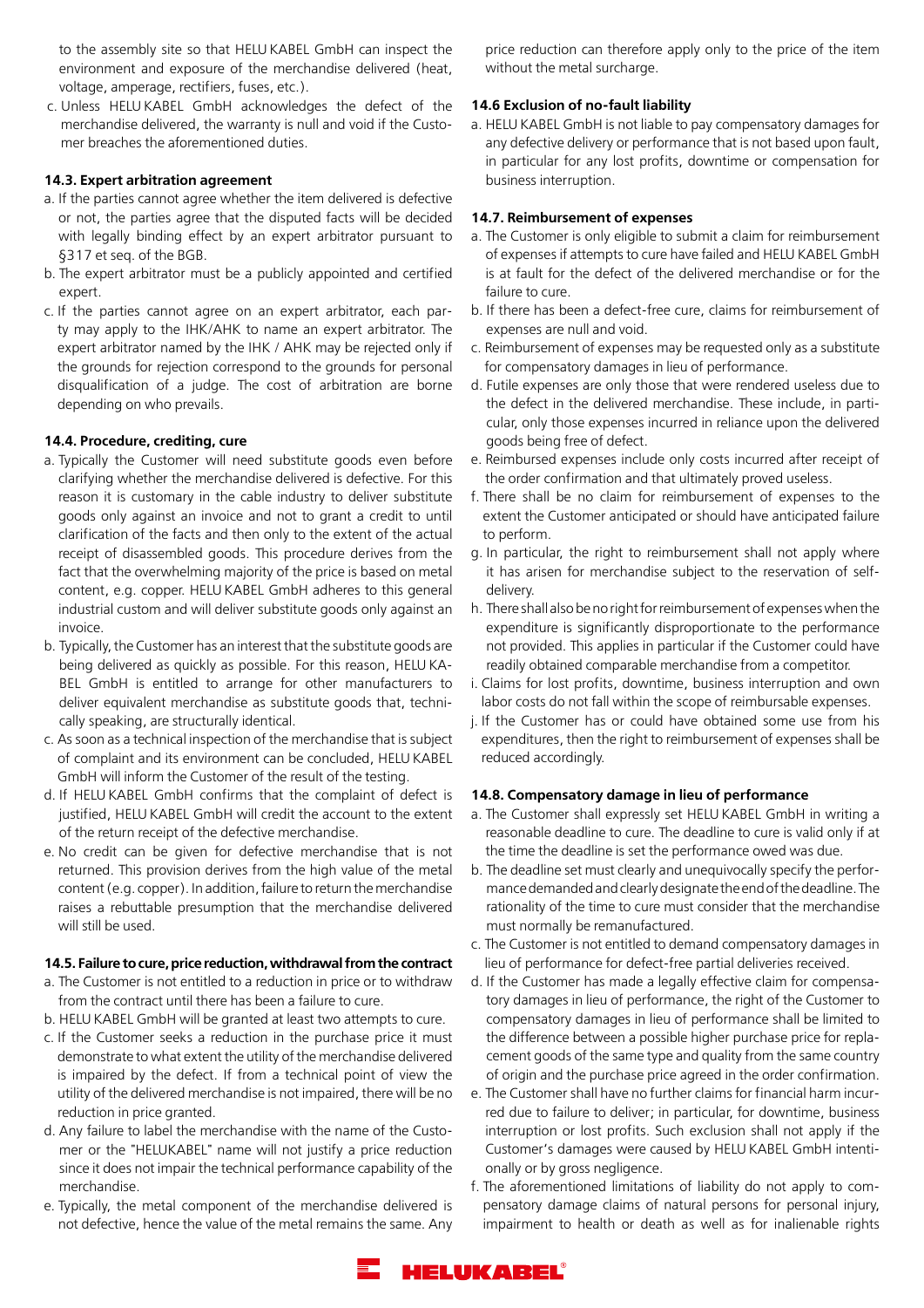to the assembly site so that HELU KABEL GmbH can inspect the environment and exposure of the merchandise delivered (heat, voltage, amperage, rectifiers, fuses, etc.).

c. Unless HELU KABEL GmbH acknowledges the defect of the merchandise delivered, the warranty is null and void if the Customer breaches the aforementioned duties.

#### 14.3. Expert arbitration agreement

a. If the parties cannot agree whether the item delivered is defective or not, the parties agree that the disputed facts will be decided with legally binding effect by an expert arbitrator pursuant to §317 et seq. of the BGB.

b. The expert arbitrator must be a publicly appointed and certified expert.

c. If the parties cannot agree on an expert arbitrator, each party may apply to the IHK/AHK to name an expert arbitrator. The expert arbitrator named by the IHK / AHK may be rejected only if the grounds for rejection correspond to the grounds for personal disqualification of a judge. The cost of arbitration are borne depending on who prevails.

#### 14.4. Procedure, crediting, cure

a. Typically the Customer will need substitute goods even before clarifying whether the merchandise delivered is defective. For this reason it is customary in the cable industry to deliver substitute goods only against an invoice and not to grant a credit to until clarification of the facts and then only to the extent of the actual receipt of disassembled goods. This procedure derives from the fact that the overwhelming majority of the price is based on metal content, e.g. copper. HELU KABEL GmbH adheres to this general industrial custom and will deliver substitute goods only against an invoice.

b. Typically, the Customer has an interest that the substitute goods are being delivered as quickly as possible. For this reason, HELU KABEL GmbH is entitled to arrange for other manufacturers to deliver equivalent merchandise as substitute goods that, technically speaking, are structurally identical.

c. As soon as a technical inspection of the merchandise that is subject of complaint and its environment can be concluded, HELU KABEL GmbH will inform the Customer of the result of the testing.

d. If HELU KABEL GmbH confirms that the complaint of defect is justified, HELU KABEL GmbH will credit the account to the extent of the return receipt of the defective merchandise.

e. No credit can be given for defective merchandise that is not returned. This provision derives from the high value of the metal content (e.g. copper). In addition, failure to return the merchandise raises a rebuttable presumption that the merchandise delivered will still be used.

#### 14.5. Failure to cure, price reduction, withdrawal from the contract

a. The Customer is not entitled to a reduction in price or to withdraw from the contract until there has been a failure to cure.

b. HELU KABEL GmbH will be granted at least two attempts to cure.

c. If the Customer seeks a reduction in the purchase price it must demonstrate to what extent the utility of the merchandise delivered is impaired by the defect. If from a technical point of view the utility of the delivered merchandise is not impaired, there will be no reduction in price granted.

d. Any failure to label the merchandise with the name of the Customer or the "HELUKABEL" name will not justify a price reduction since it does not impair the technical performance capability of the merchandise.

e. Typically, the metal component of the merchandise delivered is not defective, hence the value of the metal remains the same. Any price reduction can therefore apply only to the price of the item without the metal surcharge.

#### 14.6 Exclusion of no-fault liability

a. HELU KABEL GmbH is not liable to pay compensatory damages for any defective delivery or performance that is not based upon fault, in particular for any lost profits, downtime or compensation for business interruption.

#### 14.7. Reimbursement of expenses

a. The Customer is only eligible to submit a claim for reimbursement of expenses if attempts to cure have failed and HELU KABEL GmbH is at fault for the defect of the delivered merchandise or for the failure to cure.

b. If there has been a defect-free cure, claims for reimbursement of expenses are null and void.

c. Reimbursement of expenses may be requested only as a substitute for compensatory damages in lieu of performance.

d. Futile expenses are only those that were rendered useless due to the defect in the delivered merchandise. These include, in particular, only those expenses incurred in reliance upon the delivered goods being free of defect.

e. Reimbursed expenses include only costs incurred after receipt of the order confirmation and that ultimately proved useless.

f. There shall be no claim for reimbursement of expenses to the extent the Customer anticipated or should have anticipated failure to perform.

g. In particular, the right to reimbursement shall not apply where it has arisen for merchandise subject to the reservation of self-delivery.

h. There shall also be no right for reimbursement of expenses when the expenditure is significantly disproportionate to the performance not provided. This applies in particular if the Customer could have readily obtained comparable merchandise from a competitor.

i. Claims for lost profits, downtime, business interruption and own labor costs do not fall within the scope of reimbursable expenses.

j. If the Customer has or could have obtained some use from his expenditures, then the right to reimbursement of expenses shall be reduced accordingly.

#### 14.8. Compensatory damage in lieu of performance

a. The Customer shall expressly set HELU KABEL GmbH in writing a reasonable deadline to cure. The deadline to cure is valid only if at the time the deadline is set the performance owed was due.

b. The deadline set must clearly and unequivocally specify the performance demanded and clearly designate the end of the deadline. The rationality of the time to cure must consider that the merchandise must normally be remanufactured.

c. The Customer is not entitled to demand compensatory damages in lieu of performance for defect-free partial deliveries received.

d. If the Customer has made a legally effective claim for compensatory damages in lieu of performance, the right of the Customer to compensatory damages in lieu of performance shall be limited to the difference between a possible higher purchase price for replacement goods of the same type and quality from the same country of origin and the purchase price agreed in the order confirmation.

e. The Customer shall have no further claims for financial harm incurred due to failure to deliver; in particular, for downtime, business interruption or lost profits. Such exclusion shall not apply if the Customer's damages were caused by HELU KABEL GmbH intentionally or by gross negligence.

f. The aforementioned limitations of liability do not apply to compensatory damage claims of natural persons for personal injury, impairment to health or death as well as for inalienable rights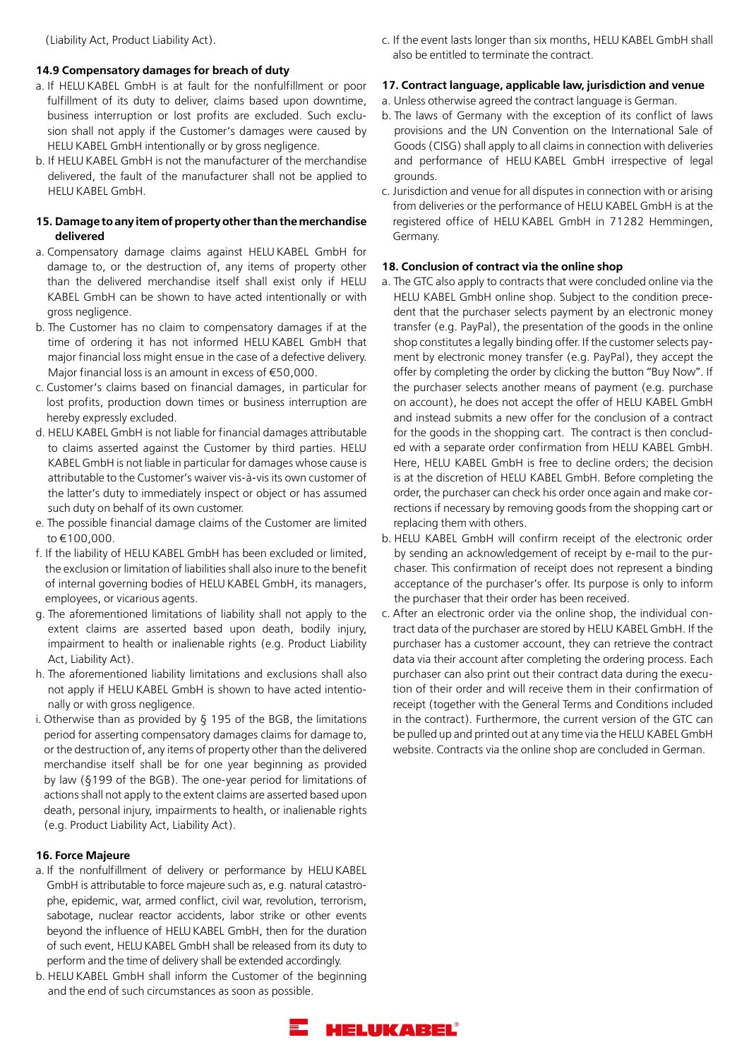(Liability Act, Product Liability Act).

### 14.9 Compensatory damages for breach of duty

a. If HELU KABEL GmbH is at fault for the nonfulfillment or poor fulfillment of its duty to deliver, claims based upon downtime, business interruption or lost profits are excluded. Such exclusion shall not apply if the Customer's damages were caused by HELU KABEL GmbH intentionally or by gross negligence.

b. If HELU KABEL GmbH is not the manufacturer of the merchandise delivered, the fault of the manufacturer shall not be applied to HELU KABEL GmbH.

### 15. Damage to any item of property other than the merchandise delivered

a. Compensatory damage claims against HELU KABEL GmbH for damage to, or the destruction of, any items of property other than the delivered merchandise itself shall exist only if HELU KABEL GmbH can be shown to have acted intentionally or with gross negligence.

b. The Customer has no claim to compensatory damages if at the time of ordering it has not informed HELU KABEL GmbH that major financial loss might ensue in the case of a defective delivery. Major financial loss is an amount in excess of €50,000.

c. Customer's claims based on financial damages, in particular for lost profits, production down times or business interruption are hereby expressly excluded.

d. HELU KABEL GmbH is not liable for financial damages attributable to claims asserted against the Customer by third parties. HELU KABEL GmbH is not liable in particular for damages whose cause is attributable to the Customer's waiver vis-à-vis its own customer of the latter's duty to immediately inspect or object or has assumed such duty on behalf of its own customer.

e. The possible financial damage claims of the Customer are limited to €100,000.

f. If the liability of HELU KABEL GmbH has been excluded or limited, the exclusion or limitation of liabilities shall also inure to the benefit of internal governing bodies of HELU KABEL GmbH, its managers, employees, or vicarious agents.

g. The aforementioned limitations of liability shall not apply to the extent claims are asserted based upon death, bodily injury, impairment to health or inalienable rights (e.g. Product Liability Act, Liability Act).

h. The aforementioned liability limitations and exclusions shall also not apply if HELU KABEL GmbH is shown to have acted intentionally or with gross negligence.

i. Otherwise than as provided by § 195 of the BGB, the limitations period for asserting compensatory damages claims for damage to, or the destruction of, any items of property other than the delivered merchandise itself shall be for one year beginning as provided by law (§199 of the BGB). The one-year period for limitations of actions shall not apply to the extent claims are asserted based upon death, personal injury, impairments to health, or inalienable rights (e.g. Product Liability Act, Liability Act).

### 16. Force Majeure

a. If the nonfulfillment of delivery or performance by HELU KABEL GmbH is attributable to force majeure such as, e.g. natural catastrophe, epidemic, war, armed conflict, civil war, revolution, terrorism, sabotage, nuclear reactor accidents, labor strike or other events beyond the influence of HELU KABEL GmbH, then for the duration of such event, HELU KABEL GmbH shall be released from its duty to perform and the time of delivery shall be extended accordingly.

b. HELU KABEL GmbH shall inform the Customer of the beginning and the end of such circumstances as soon as possible.

c. If the event lasts longer than six months, HELU KABEL GmbH shall also be entitled to terminate the contract.

### 17. Contract language, applicable law, jurisdiction and venue

a. Unless otherwise agreed the contract language is German.

b. The laws of Germany with the exception of its conflict of laws provisions and the UN Convention on the International Sale of Goods (CISG) shall apply to all claims in connection with deliveries and performance of HELU KABEL GmbH irrespective of legal grounds.

c. Jurisdiction and venue for all disputes in connection with or arising from deliveries or the performance of HELU KABEL GmbH is at the registered office of HELU KABEL GmbH in 71282 Hemmingen, Germany.

### 18. Conclusion of contract via the online shop

a. The GTC also apply to contracts that were concluded online via the HELU KABEL GmbH online shop. Subject to the condition precedent that the purchaser selects payment by an electronic money transfer (e.g. PayPal), the presentation of the goods in the online shop constitutes a legally binding offer. If the customer selects payment by electronic money transfer (e.g. PayPal), they accept the offer by completing the order by clicking the button "Buy Now". If the purchaser selects another means of payment (e.g. purchase on account), he does not accept the offer of HELU KABEL GmbH and instead submits a new offer for the conclusion of a contract for the goods in the shopping cart. The contract is then concluded with a separate order confirmation from HELU KABEL GmbH. Here, HELU KABEL GmbH is free to decline orders; the decision is at the discretion of HELU KABEL GmbH. Before completing the order, the purchaser can check his order once again and make corrections if necessary by removing goods from the shopping cart or replacing them with others.

b. HELU KABEL GmbH will confirm receipt of the electronic order by sending an acknowledgement of receipt by e-mail to the purchaser. This confirmation of receipt does not represent a binding acceptance of the purchaser's offer. Its purpose is only to inform the purchaser that their order has been received.

c. After an electronic order via the online shop, the individual contract data of the purchaser are stored by HELU KABEL GmbH. If the purchaser has a customer account, they can retrieve the contract data via their account after completing the ordering process. Each purchaser can also print out their contract data during the execution of their order and will receive them in their confirmation of receipt (together with the General Terms and Conditions included in the contract). Furthermore, the current version of the GTC can be pulled up and printed out at any time via the HELU KABEL GmbH website. Contracts via the online shop are concluded in German.